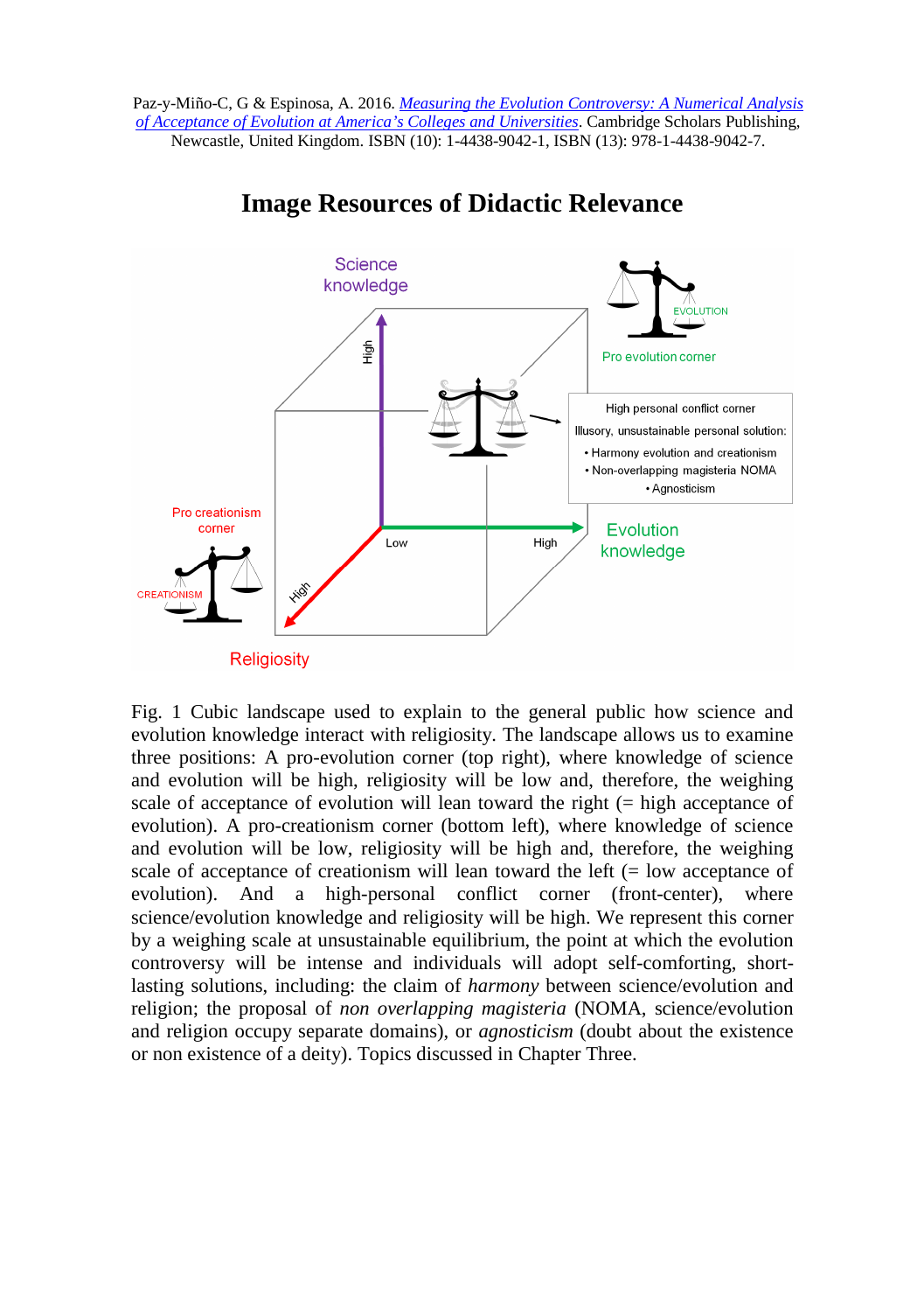Paz-y-Miño-C, G & Espinosa, A. 2016. *Measuring the Evolution Controversy: A Numerical Analysis of Acceptance of Evolution at America's Colleges and Universities*. Cambridge Scholars Publishing, Newcastle, United Kingdom. ISBN (10): 1-4438-9042-1, ISBN (13): 978-1-4438-9042-7.

# Image Resources of Didactic Relevance

Science knowledge

High

EVOLUTION

Pro evolution corner

High personal conflict corner

Illusory, unsustainable personal solution:

• Harmony evolution and creationism

• Non-overlapping magisteria NOMA

• Agnosticism

Pro creationism corner

CREATIONISM

Low

High

Evolution knowledge

High

Religiosity

Fig. 1 Cubic landscape used to explain to the general public how science and evolution knowledge interact with religiosity. The landscape allows us to examine three positions: A pro-evolution corner (top right), where knowledge of science and evolution will be high, religiosity will be low and, therefore, the weighing scale of acceptance of evolution will lean toward the right (= high acceptance of evolution). A pro-creationism corner (bottom left), where knowledge of science and evolution will be low, religiosity will be high and, therefore, the weighing scale of acceptance of creationism will lean toward the left (= low acceptance of evolution). And a high-personal conflict corner (front-center), where science/evolution knowledge and religiosity will be high. We represent this corner by a weighing scale at unsustainable equilibrium, the point at which the evolution controversy will be intense and individuals will adopt self-comforting, short-lasting solutions, including: the claim of *harmony* between science/evolution and religion; the proposal of *non overlapping magisteria* (NOMA, science/evolution and religion occupy separate domains), or *agnosticism* (doubt about the existence or non existence of a deity). Topics discussed in Chapter Three.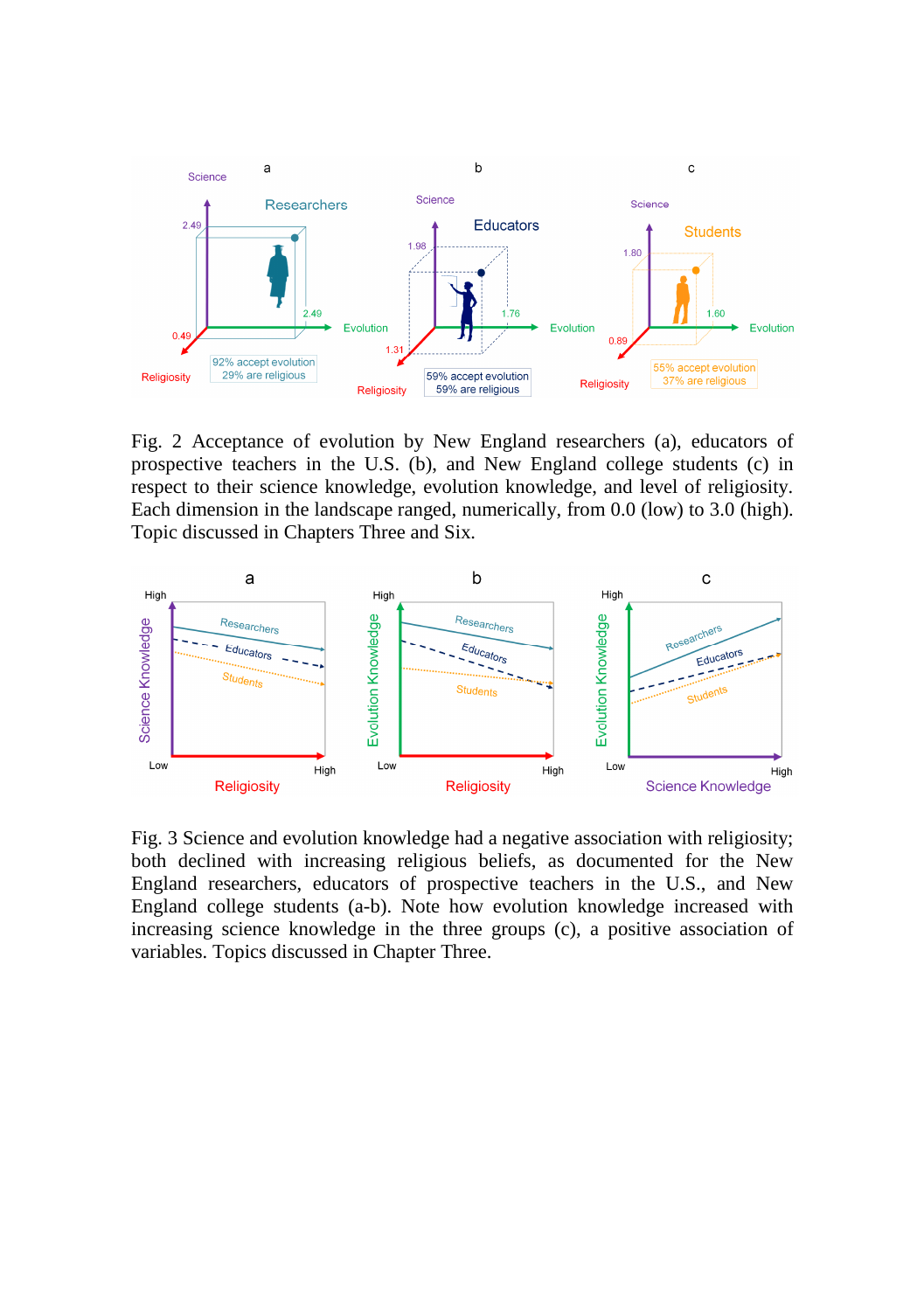a

Science

Researchers

2.49

2.49

Evolution

0.49

Religiosity

92% accept evolution
29% are religious

b

Science

Educators

1.98

1.76

Evolution

1.31

Religiosity

59% accept evolution
59% are religious

c

Science

Students

1.80

1.60

Evolution

0.89

Religiosity

55% accept evolution
37% are religious

Fig. 2 Acceptance of evolution by New England researchers (a), educators of prospective teachers in the U.S. (b), and New England college students (c) in respect to their science knowledge, evolution knowledge, and level of religiosity. Each dimension in the landscape ranged, numerically, from 0.0 (low) to 3.0 (high). Topic discussed in Chapters Three and Six.

a

High

Science Knowledge

Researchers

Educators

Students

Low

High

Religiosity

b

High

Evolution Knowledge

Researchers

Educators

Students

Low

High

Religiosity

c

High

Evolution Knowledge

Researchers

Educators

Students

Low

High

Science Knowledge

Fig. 3 Science and evolution knowledge had a negative association with religiosity; both declined with increasing religious beliefs, as documented for the New England researchers, educators of prospective teachers in the U.S., and New England college students (a-b). Note how evolution knowledge increased with increasing science knowledge in the three groups (c), a positive association of variables. Topics discussed in Chapter Three.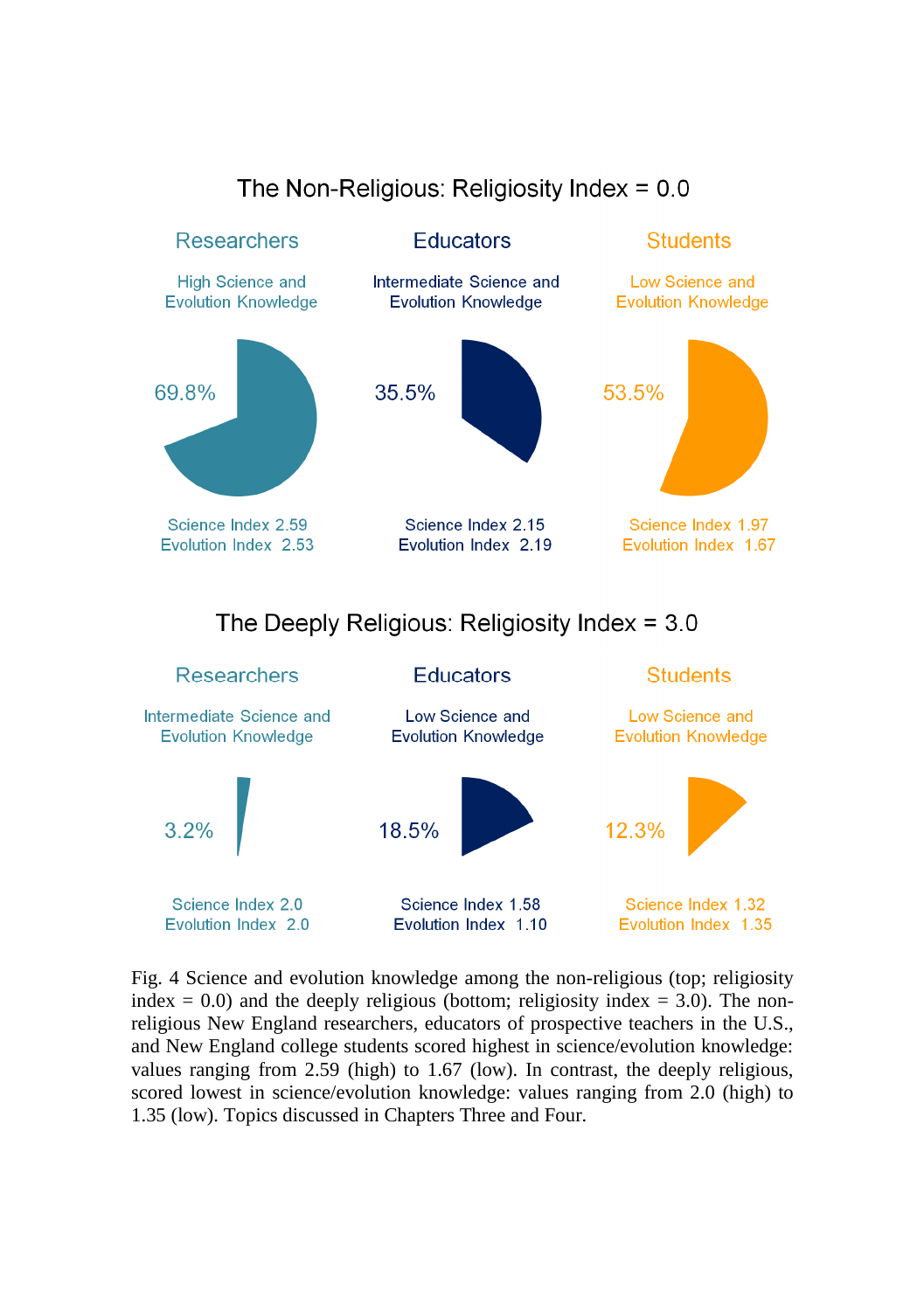The Non-Religious: Religiosity Index = 0.0

Researchers

High Science and Evolution Knowledge

69.8%

Science Index 2.59
Evolution Index 2.53

Educators

Intermediate Science and Evolution Knowledge

35.5%

Science Index 2.15
Evolution Index 2.19

Students

Low Science and Evolution Knowledge

53.5%

Science Index 1.97
Evolution Index 1.67

The Deeply Religious: Religiosity Index = 3.0

Researchers

Intermediate Science and Evolution Knowledge

3.2%

Science Index 2.0
Evolution Index 2.0

Educators

Low Science and Evolution Knowledge

18.5%

Science Index 1.58
Evolution Index 1.10

Students

Low Science and Evolution Knowledge

12.3%

Science Index 1.32
Evolution Index 1.35

Fig. 4 Science and evolution knowledge among the non-religious (top; religiosity index = 0.0) and the deeply religious (bottom; religiosity index = 3.0). The non-religious New England researchers, educators of prospective teachers in the U.S., and New England college students scored highest in science/evolution knowledge: values ranging from 2.59 (high) to 1.67 (low). In contrast, the deeply religious, scored lowest in science/evolution knowledge: values ranging from 2.0 (high) to 1.35 (low). Topics discussed in Chapters Three and Four.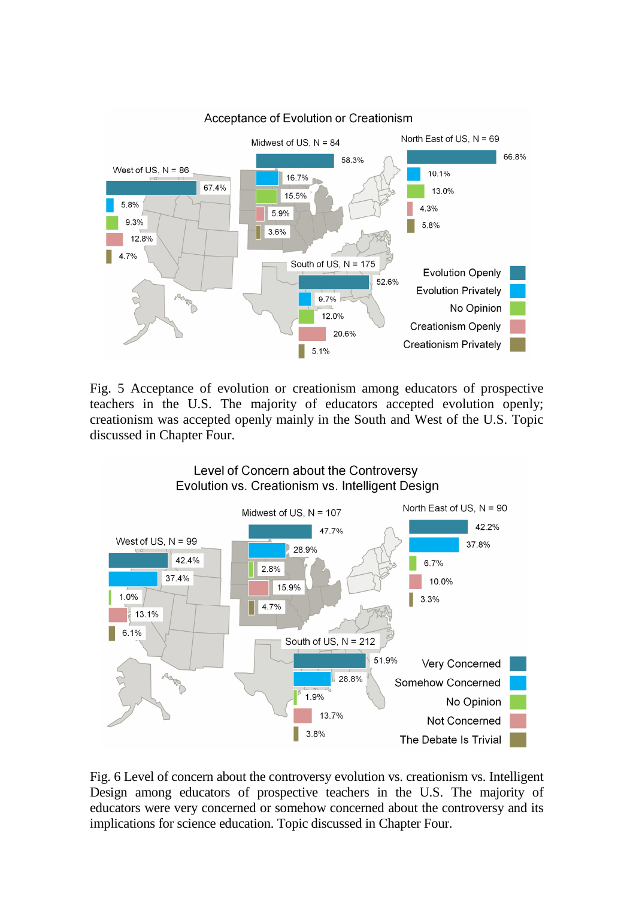Acceptance of Evolution or Creationism

Midwest of US, N = 84
58.3%
16.7%
15.5%
5.9%
3.6%

North East of US, N = 69
66.8%
10.1%
13.0%
4.3%
5.8%

West of US, N = 86
67.4%
5.8%
9.3%
12.8%
4.7%

South of US, N = 175
52.6%
9.7%
12.0%
20.6%
5.1%

Evolution Openly
Evolution Privately
No Opinion
Creationism Openly
Creationism Privately

Fig. 5 Acceptance of evolution or creationism among educators of prospective teachers in the U.S. The majority of educators accepted evolution openly; creationism was accepted openly mainly in the South and West of the U.S. Topic discussed in Chapter Four.

Level of Concern about the Controversy
Evolution vs. Creationism vs. Intelligent Design

Midwest of US, N = 107
47.7%
28.9%
2.8%
15.9%
4.7%

North East of US, N = 90
42.2%
37.8%
6.7%
10.0%
3.3%

West of US, N = 99
42.4%
37.4%
1.0%
13.1%
6.1%

South of US, N = 212
51.9%
28.8%
1.9%
13.7%
3.8%

Very Concerned
Somehow Concerned
No Opinion
Not Concerned
The Debate Is Trivial

Fig. 6 Level of concern about the controversy evolution vs. creationism vs. Intelligent Design among educators of prospective teachers in the U.S. The majority of educators were very concerned or somehow concerned about the controversy and its implications for science education. Topic discussed in Chapter Four.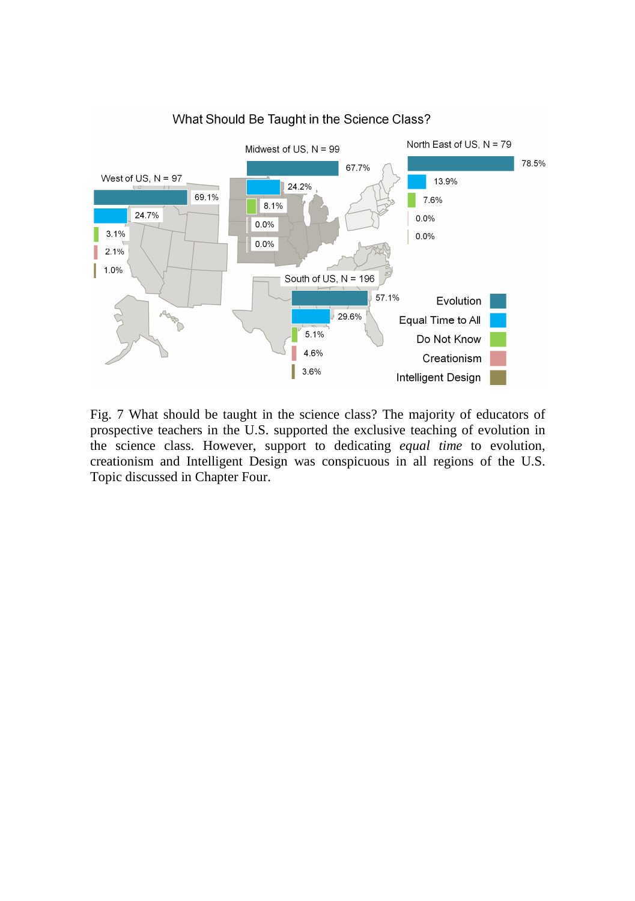What Should Be Taught in the Science Class?

West of US, N = 97
69.1%
24.7%
3.1%
2.1%
1.0%

Midwest of US, N = 99
67.7%
24.2%
8.1%
0.0%
0.0%

North East of US, N = 79
78.5%
13.9%
7.6%
0.0%
0.0%

South of US, N = 196
57.1%
29.6%
5.1%
4.6%
3.6%

Evolution
Equal Time to All
Do Not Know
Creationism
Intelligent Design

Fig. 7 What should be taught in the science class? The majority of educators of prospective teachers in the U.S. supported the exclusive teaching of evolution in the science class. However, support to dedicating *equal time* to evolution, creationism and Intelligent Design was conspicuous in all regions of the U.S. Topic discussed in Chapter Four.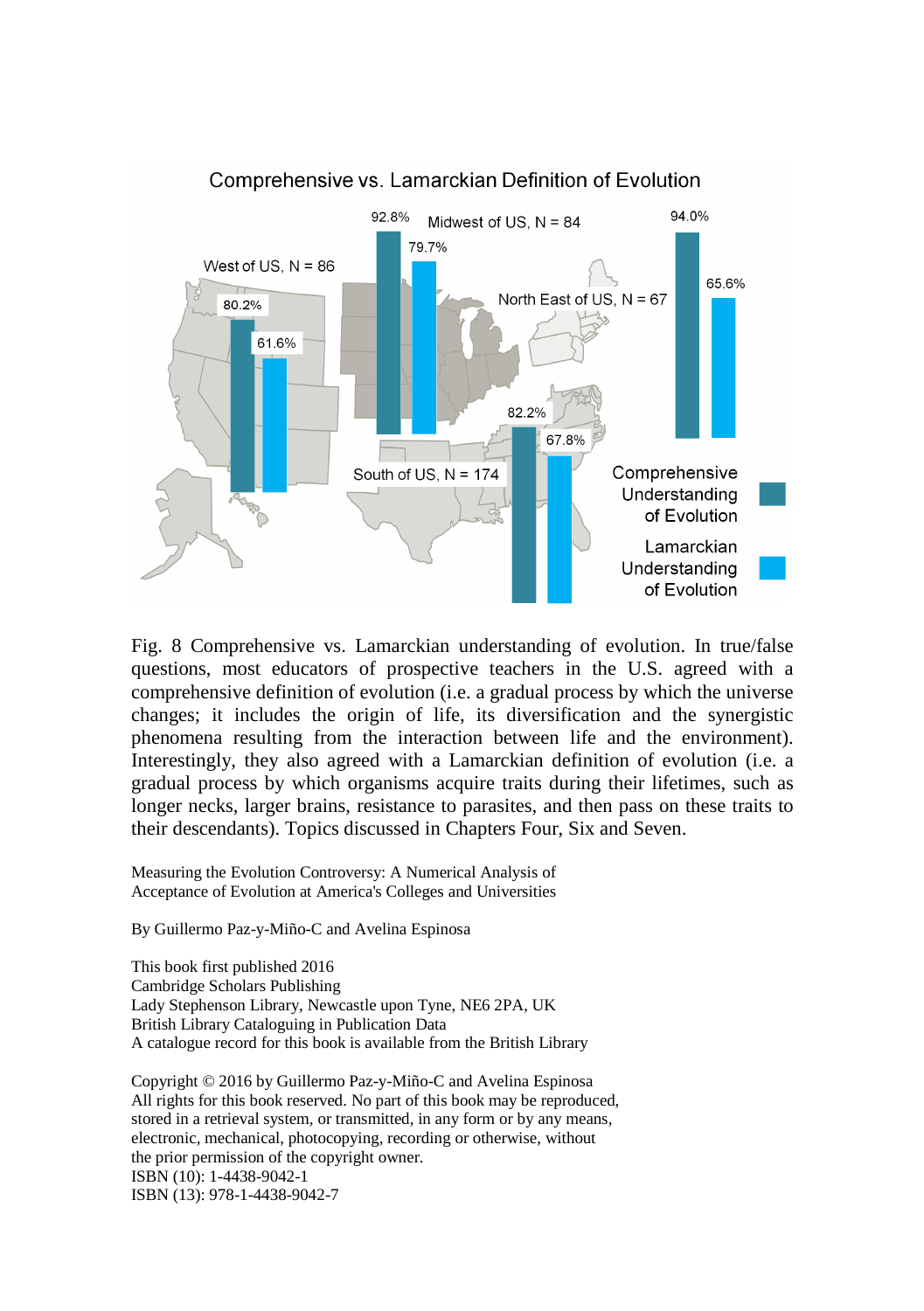Comprehensive vs. Lamarckian Definition of Evolution

West of US, N = 86

80.2%

61.6%

92.8%

Midwest of US, N = 84

79.7%

94.0%

North East of US, N = 67

65.6%

82.2%

67.8%

South of US, N = 174

Comprehensive Understanding of Evolution

Lamarckian Understanding of Evolution

Fig. 8 Comprehensive vs. Lamarckian understanding of evolution. In true/false questions, most educators of prospective teachers in the U.S. agreed with a comprehensive definition of evolution (i.e. a gradual process by which the universe changes; it includes the origin of life, its diversification and the synergistic phenomena resulting from the interaction between life and the environment). Interestingly, they also agreed with a Lamarckian definition of evolution (i.e. a gradual process by which organisms acquire traits during their lifetimes, such as longer necks, larger brains, resistance to parasites, and then pass on these traits to their descendants). Topics discussed in Chapters Four, Six and Seven.

Measuring the Evolution Controversy: A Numerical Analysis of
Acceptance of Evolution at America's Colleges and Universities

By Guillermo Paz-y-Miño-C and Avelina Espinosa

This book first published 2016
Cambridge Scholars Publishing
Lady Stephenson Library, Newcastle upon Tyne, NE6 2PA, UK
British Library Cataloguing in Publication Data
A catalogue record for this book is available from the British Library

Copyright © 2016 by Guillermo Paz-y-Miño-C and Avelina Espinosa
All rights for this book reserved. No part of this book may be reproduced, stored in a retrieval system, or transmitted, in any form or by any means, electronic, mechanical, photocopying, recording or otherwise, without the prior permission of the copyright owner.
ISBN (10): 1-4438-9042-1
ISBN (13): 978-1-4438-9042-7